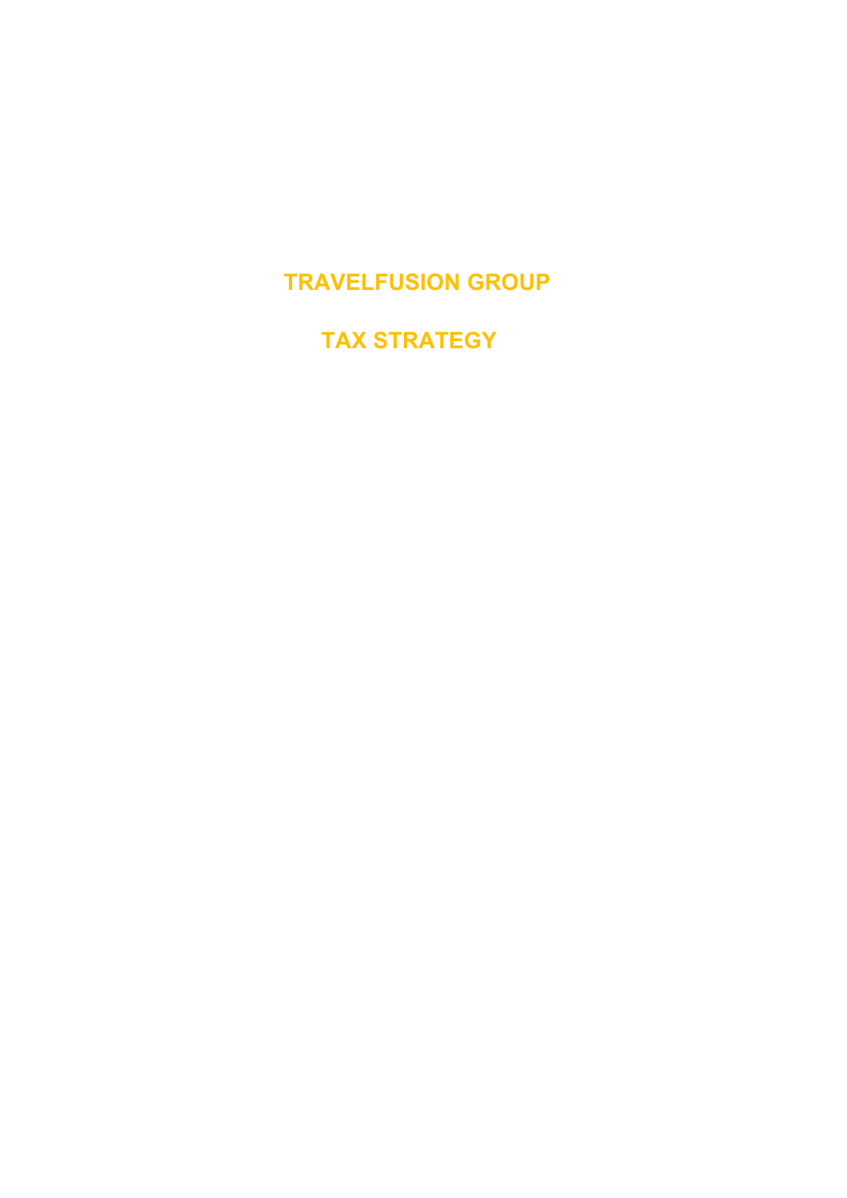# TRAVELFUSION GROUP

# TAX STRATEGY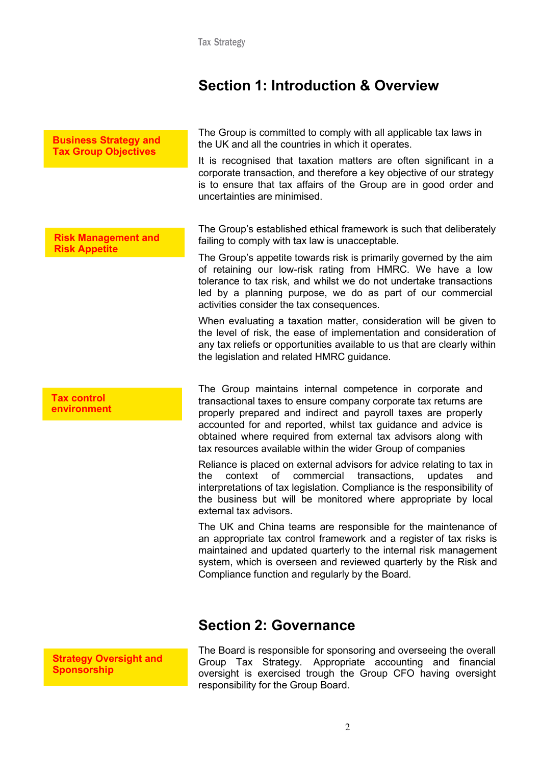## Section 1: Introduction & Overview

### Business Strategy and Tax Group Objectives

The Group is committed to comply with all applicable tax laws in the UK and all the countries in which it operates.

It is recognised that taxation matters are often significant in a corporate transaction, and therefore a key objective of our strategy is to ensure that tax affairs of the Group are in good order and uncertainties are minimised.

### Risk Management and Risk Appetite

The Group's established ethical framework is such that deliberately failing to comply with tax law is unacceptable.

The Group's appetite towards risk is primarily governed by the aim of retaining our low-risk rating from HMRC. We have a low tolerance to tax risk, and whilst we do not undertake transactions led by a planning purpose, we do as part of our commercial activities consider the tax consequences.

When evaluating a taxation matter, consideration will be given to the level of risk, the ease of implementation and consideration of any tax reliefs or opportunities available to us that are clearly within the legislation and related HMRC guidance.

### Tax control environment

The Group maintains internal competence in corporate and transactional taxes to ensure company corporate tax returns are properly prepared and indirect and payroll taxes are properly accounted for and reported, whilst tax guidance and advice is obtained where required from external tax advisors along with tax resources available within the wider Group of companies

Reliance is placed on external advisors for advice relating to tax in the context of commercial transactions, updates and interpretations of tax legislation. Compliance is the responsibility of the business but will be monitored where appropriate by local external tax advisors.

The UK and China teams are responsible for the maintenance of an appropriate tax control framework and a register of tax risks is maintained and updated quarterly to the internal risk management system, which is overseen and reviewed quarterly by the Risk and Compliance function and regularly by the Board.

## Section 2: Governance

### Strategy Oversight and Sponsorship

The Board is responsible for sponsoring and overseeing the overall Group Tax Strategy. Appropriate accounting and financial oversight is exercised trough the Group CFO having oversight responsibility for the Group Board.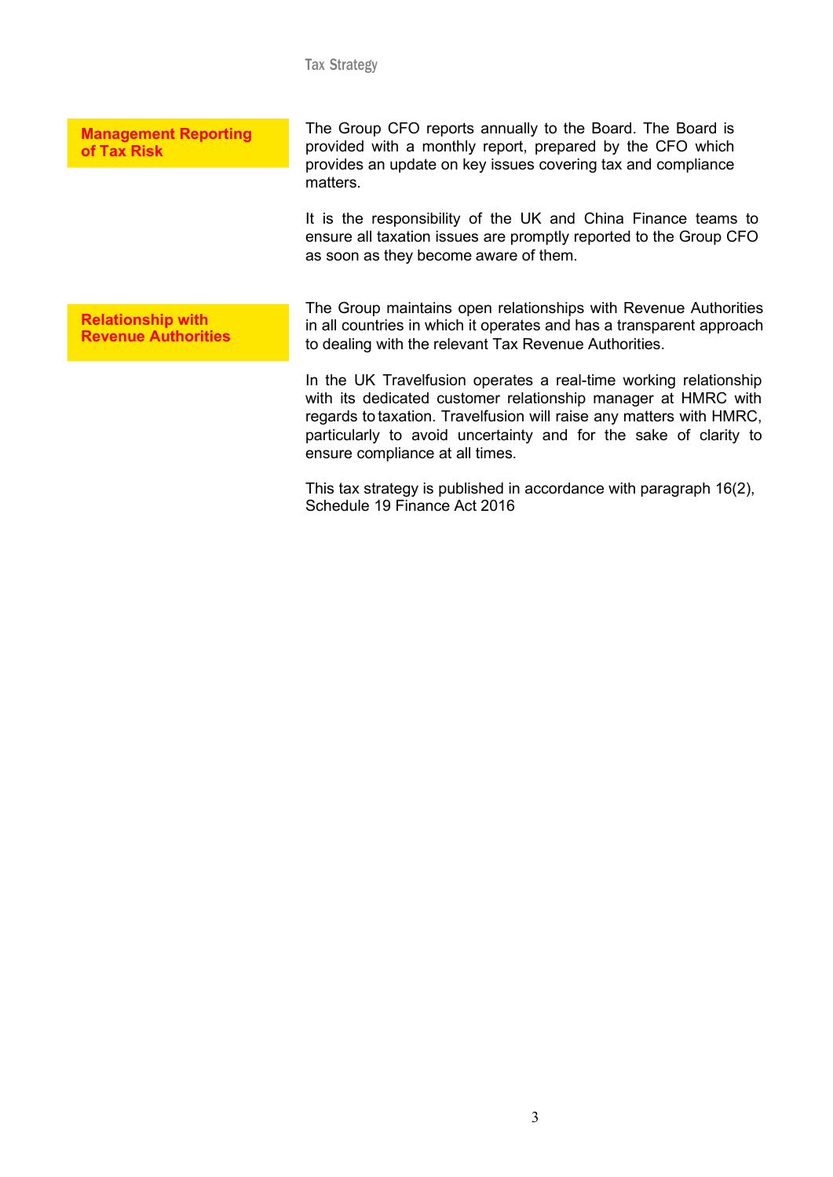## Management Reporting of Tax Risk

The Group CFO reports annually to the Board. The Board is provided with a monthly report, prepared by the CFO which provides an update on key issues covering tax and compliance matters.

It is the responsibility of the UK and China Finance teams to ensure all taxation issues are promptly reported to the Group CFO as soon as they become aware of them.

## Relationship with Revenue Authorities

The Group maintains open relationships with Revenue Authorities in all countries in which it operates and has a transparent approach to dealing with the relevant Tax Revenue Authorities.

In the UK Travelfusion operates a real-time working relationship with its dedicated customer relationship manager at HMRC with regards to taxation. Travelfusion will raise any matters with HMRC, particularly to avoid uncertainty and for the sake of clarity to ensure compliance at all times.

This tax strategy is published in accordance with paragraph 16(2), Schedule 19 Finance Act 2016